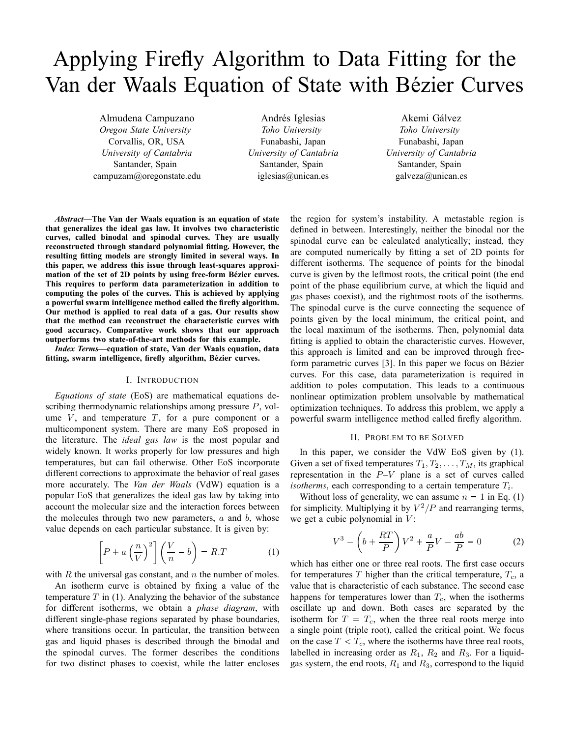# Applying Firefly Algorithm to Data Fitting for the Van der Waals Equation of State with Bézier Curves

Almudena Campuzano
*Oregon State University*
Corvallis, OR, USA
*University of Cantabria*
Santander, Spain
campuzam@oregonstate.edu

Andrés Iglesias
*Toho University*
Funabashi, Japan
*University of Cantabria*
Santander, Spain
iglesias@unican.es

Akemi Gálvez
*Toho University*
Funabashi, Japan
*University of Cantabria*
Santander, Spain
galveza@unican.es

***Abstract*—The Van der Waals equation is an equation of state that generalizes the ideal gas law. It involves two characteristic curves, called binodal and spinodal curves. They are usually reconstructed through standard polynomial fitting. However, the resulting fitting models are strongly limited in several ways. In this paper, we address this issue through least-squares approximation of the set of 2D points by using free-form Bézier curves. This requires to perform data parameterization in addition to computing the poles of the curves. This is achieved by applying a powerful swarm intelligence method called the firefly algorithm. Our method is applied to real data of a gas. Our results show that the method can reconstruct the characteristic curves with good accuracy. Comparative work shows that our approach outperforms two state-of-the-art methods for this example.**

***Index Terms*—equation of state, Van der Waals equation, data fitting, swarm intelligence, firefly algorithm, Bézier curves.**

## I. Introduction

*Equations of state* (EoS) are mathematical equations describing thermodynamic relationships among pressure $P$, volume $V$, and temperature $T$, for a pure component or a multicomponent system. There are many EoS proposed in the literature. The *ideal gas law* is the most popular and widely known. It works properly for low pressures and high temperatures, but can fail otherwise. Other EoS incorporate different corrections to approximate the behavior of real gases more accurately. The *Van der Waals* (VdW) equation is a popular EoS that generalizes the ideal gas law by taking into account the molecular size and the interaction forces between the molecules through two new parameters, $a$ and $b$, whose value depends on each particular substance. It is given by:

$$\left[P + a\left(\frac{n}{V}\right)^2\right]\left(\frac{V}{n} - b\right) = R.T \tag{1}$$

with $R$ the universal gas constant, and $n$ the number of moles.

An isotherm curve is obtained by fixing a value of the temperature $T$ in (1). Analyzing the behavior of the substance for different isotherms, we obtain a *phase diagram*, with different single-phase regions separated by phase boundaries, where transitions occur. In particular, the transition between gas and liquid phases is described through the binodal and the spinodal curves. The former describes the conditions for two distinct phases to coexist, while the latter encloses the region for system's instability. A metastable region is defined in between. Interestingly, neither the binodal nor the spinodal curve can be calculated analytically; instead, they are computed numerically by fitting a set of 2D points for different isotherms. The sequence of points for the binodal curve is given by the leftmost roots, the critical point (the end point of the phase equilibrium curve, at which the liquid and gas phases coexist), and the rightmost roots of the isotherms. The spinodal curve is the curve connecting the sequence of points given by the local minimum, the critical point, and the local maximum of the isotherms. Then, polynomial data fitting is applied to obtain the characteristic curves. However, this approach is limited and can be improved through free-form parametric curves [3]. In this paper we focus on Bézier curves. For this case, data parameterization is required in addition to poles computation. This leads to a continuous nonlinear optimization problem unsolvable by mathematical optimization techniques. To address this problem, we apply a powerful swarm intelligence method called firefly algorithm.

## II. Problem to be Solved

In this paper, we consider the VdW EoS given by (1). Given a set of fixed temperatures $T_1, T_2, \ldots, T_M$, its graphical representation in the $P$–$V$ plane is a set of curves called *isotherms*, each corresponding to a certain temperature $T_i$.

Without loss of generality, we can assume $n = 1$ in Eq. (1) for simplicity. Multiplying it by $V^2/P$ and rearranging terms, we get a cubic polynomial in $V$:

$$V^3 - \left(b + \frac{RT}{P}\right)V^2 + \frac{a}{P}V - \frac{ab}{P} = 0 \tag{2}$$

which has either one or three real roots. The first case occurs for temperatures $T$ higher than the critical temperature, $T_c$, a value that is characteristic of each substance. The second case happens for temperatures lower than $T_c$, when the isotherms oscillate up and down. Both cases are separated by the isotherm for $T = T_c$, when the three real roots merge into a single point (triple root), called the critical point. We focus on the case $T < T_c$, where the isotherms have three real roots, labelled in increasing order as $R_1$, $R_2$ and $R_3$. For a liquid-gas system, the end roots, $R_1$ and $R_3$, correspond to the liquid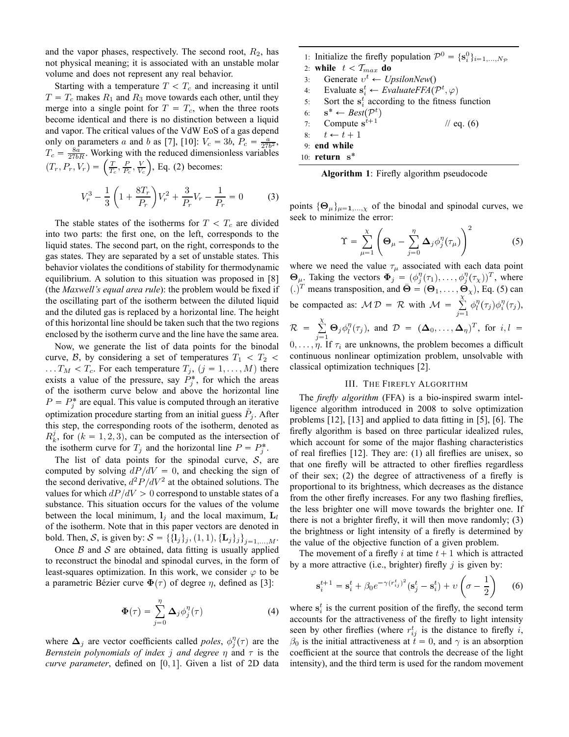and the vapor phases, respectively. The second root, $R_2$, has not physical meaning; it is associated with an unstable molar volume and does not represent any real behavior.

Starting with a temperature $T < T_c$ and increasing it until $T = T_c$ makes $R_1$ and $R_3$ move towards each other, until they merge into a single point for $T = T_c$, when the three roots become identical and there is no distinction between a liquid and vapor. The critical values of the VdW EoS of a gas depend only on parameters $a$ and $b$ as [7], [10]: $V_c = 3b$, $P_c = \frac{a}{27b^2}$, $T_c = \frac{8a}{27bR}$. Working with the reduced dimensionless variables $(T_r, P_r, V_r) = \left(\frac{T}{T_c}, \frac{P}{P_c}, \frac{V}{V_c}\right)$, Eq. (2) becomes:

$$V_r^3 - \frac{1}{3}\left(1 + \frac{8T_r}{P_r}\right)V_r^2 + \frac{3}{P_r}V_r - \frac{1}{P_r} = 0 \qquad (3)$$

The stable states of the isotherms for $T < T_c$ are divided into two parts: the first one, on the left, corresponds to the liquid states. The second part, on the right, corresponds to the gas states. They are separated by a set of unstable states. This behavior violates the conditions of stability for thermodynamic equilibrium. A solution to this situation was proposed in [8] (the *Maxwell's equal area rule*): the problem would be fixed if the oscillating part of the isotherm between the diluted liquid and the diluted gas is replaced by a horizontal line. The height of this horizontal line should be taken such that the two regions enclosed by the isotherm curve and the line have the same area.

Now, we generate the list of data points for the binodal curve, $\mathcal{B}$, by considering a set of temperatures $T_1 < T_2 < \dots T_M < T_c$. For each temperature $T_j$, $(j = 1, \dots, M)$ there exists a value of the pressure, say $P_j^*$, for which the areas of the isotherm curve below and above the horizontal line $P = P_j^*$ are equal. This value is computed through an iterative optimization procedure starting from an initial guess $\tilde{P}_j$. After this step, the corresponding roots of the isotherm, denoted as $R_k^j$, for $(k = 1, 2, 3)$, can be computed as the intersection of the isotherm curve for $T_j$ and the horizontal line $P = P_j^*$.

The list of data points for the spinodal curve, $\mathcal{S}$, are computed by solving $dP/dV = 0$, and checking the sign of the second derivative, $d^2P/dV^2$ at the obtained solutions. The values for which $dP/dV > 0$ correspond to unstable states of a substance. This situation occurs for the values of the volume between the local minimum, $\mathbf{l}_j$ and the local maximum, $\mathbf{L}_l$ of the isotherm. Note that in this paper vectors are denoted in bold. Then, $\mathcal{S}$, is given by: $\mathcal{S} = \{\{\mathbf{l}_j\}_j, (1, 1), \{\mathbf{L}_j\}_j\}_{j=1,\dots,M}$.

Once $\mathcal{B}$ and $\mathcal{S}$ are obtained, data fitting is usually applied to reconstruct the binodal and spinodal curves, in the form of least-squares optimization. In this work, we consider $\varphi$ to be a parametric Bézier curve $\mathbf{\Phi}(\tau)$ of degree $\eta$, defined as [3]:

$$\mathbf{\Phi}(\tau) = \sum_{j=0}^{\eta} \mathbf{\Delta}_j \phi_j^{\eta}(\tau) \qquad (4)$$

where $\mathbf{\Delta}_j$ are vector coefficients called *poles*, $\phi_j^{\eta}(\tau)$ are the *Bernstein polynomials of index j and degree $\eta$* and $\tau$ is the *curve parameter*, defined on $[0, 1]$. Given a list of 2D data points $\{\mathbf{\Theta}_\mu\}_{\mu=1,\dots,\chi}$ of the binodal and spinodal curves, we seek to minimize the error:

$$\Upsilon = \sum_{\mu=1}^{\chi}\left(\mathbf{\Theta}_\mu - \sum_{j=0}^{\eta}\mathbf{\Delta}_j \phi_j^{\eta}(\tau_\mu)\right)^2 \qquad (5)$$

where we need the value $\tau_\mu$ associated with each data point $\mathbf{\Theta}_\mu$. Taking the vectors $\mathbf{\Phi}_j = (\phi_j^{\eta}(\tau_1), \dots, \phi_j^{\eta}(\tau_\chi))^T$, where $(.)^T$ means transposition, and $\bar{\mathbf{\Theta}} = (\mathbf{\Theta}_1, \dots, \mathbf{\Theta}_\chi)$, Eq. (5) can be compacted as: $\mathcal{M}\mathcal{D} = \mathcal{R}$ with $\mathcal{M} = \sum_{j=1}^{\chi}\phi_l^{\eta}(\tau_j)\phi_i^{\eta}(\tau_j)$, $\mathcal{R} = \sum_{j=1}^{\chi}\mathbf{\Theta}_j\phi_l^{\eta}(\tau_j)$, and $\mathcal{D} = (\mathbf{\Delta}_0, \dots, \mathbf{\Delta}_\eta)^T$, for $i, l = 0, \dots, \eta$. If $\tau_i$ are unknowns, the problem becomes a difficult continuous nonlinear optimization problem, unsolvable with classical optimization techniques [2].

```
1: Initialize the firefly population P^0 = {s_i^0}_{i=1,...,N_P}
2: while t < T_max do
3:     Generate υ^t ← UpsilonNew()
4:     Evaluate s_i^t ← EvaluateFFA(P^t, φ)
5:     Sort the s_i^t according to the fitness function
6:     s* ← Best(P^t)
7:     Compute s^{t+1}                      // eq. (6)
8:     t ← t + 1
9: end while
10: return s*
```

**Algorithm 1**: Firefly algorithm pseudocode

## III. The Firefly Algorithm

The *firefly algorithm* (FFA) is a bio-inspired swarm intelligence algorithm introduced in 2008 to solve optimization problems [12], [13] and applied to data fitting in [5], [6]. The firefly algorithm is based on three particular idealized rules, which account for some of the major flashing characteristics of real fireflies [12]. They are: (1) all fireflies are unisex, so that one firefly will be attracted to other fireflies regardless of their sex; (2) the degree of attractiveness of a firefly is proportional to its brightness, which decreases as the distance from the other firefly increases. For any two flashing fireflies, the less brighter one will move towards the brighter one. If there is not a brighter firefly, it will then move randomly; (3) the brightness or light intensity of a firefly is determined by the value of the objective function of a given problem.

The movement of a firefly $i$ at time $t+1$ which is attracted by a more attractive (i.e., brighter) firefly $j$ is given by:

$$\mathbf{s}_i^{t+1} = \mathbf{s}_i^t + \beta_0 e^{-\gamma (r_{ij}^t)^2}(\mathbf{s}_j^t - \mathbf{s}_i^t) + \upsilon\left(\sigma - \frac{1}{2}\right) \qquad (6)$$

where $\mathbf{s}_i^t$ is the current position of the firefly, the second term accounts for the attractiveness of the firefly to light intensity seen by other fireflies (where $r_{ij}^t$ is the distance to firefly $i$, $\beta_0$ is the initial attractiveness at $t = 0$, and $\gamma$ is an absorption coefficient at the source that controls the decrease of the light intensity), and the third term is used for the random movement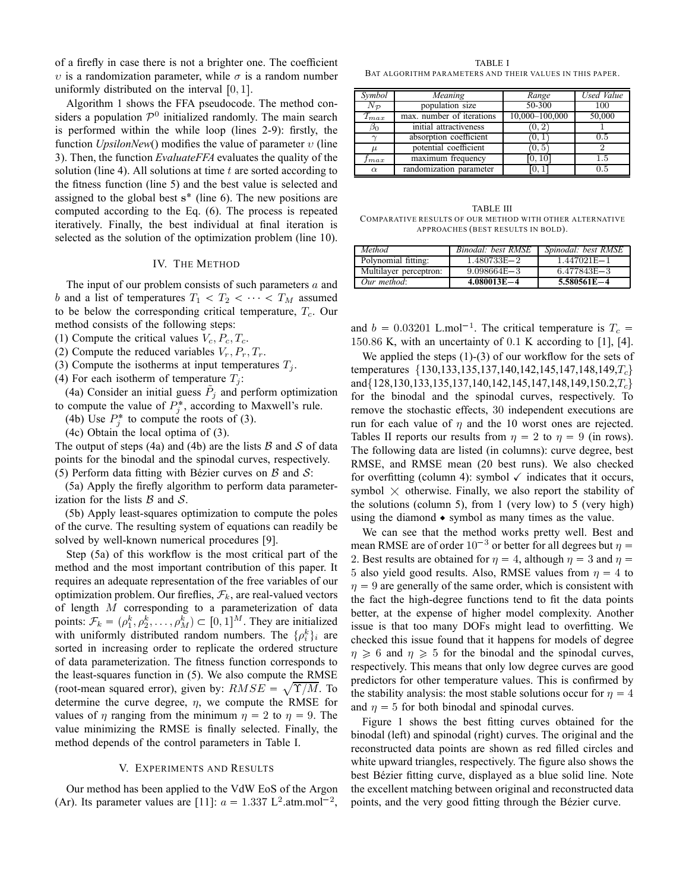of a firefly in case there is not a brighter one. The coefficient $\upsilon$ is a randomization parameter, while $\sigma$ is a random number uniformly distributed on the interval $[0, 1]$.

Algorithm 1 shows the FFA pseudocode. The method considers a population $\mathcal{P}^0$ initialized randomly. The main search is performed within the while loop (lines 2-9): firstly, the function *UpsilonNew*() modifies the value of parameter $\upsilon$ (line 3). Then, the function *EvaluateFFA* evaluates the quality of the solution (line 4). All solutions at time $t$ are sorted according to the fitness function (line 5) and the best value is selected and assigned to the global best $\mathbf{s}^*$ (line 6). The new positions are computed according to the Eq. (6). The process is repeated iteratively. Finally, the best individual at final iteration is selected as the solution of the optimization problem (line 10).

## IV. The Method

The input of our problem consists of such parameters $a$ and $b$ and a list of temperatures $T_1 < T_2 < \cdots < T_M$ assumed to be below the corresponding critical temperature, $T_c$. Our method consists of the following steps:

(1) Compute the critical values $V_c, P_c, T_c$.
(2) Compute the reduced variables $V_r, P_r, T_r$.
(3) Compute the isotherms at input temperatures $T_j$.
(4) For each isotherm of temperature $T_j$:
(4a) Consider an initial guess $\tilde{P}_j$ and perform optimization to compute the value of $P_j^*$, according to Maxwell's rule.
(4b) Use $P_j^*$ to compute the roots of (3).
(4c) Obtain the local optima of (3).

The output of steps (4a) and (4b) are the lists $\mathcal{B}$ and $\mathcal{S}$ of data points for the binodal and the spinodal curves, respectively.
(5) Perform data fitting with Bézier curves on $\mathcal{B}$ and $\mathcal{S}$:
(5a) Apply the firefly algorithm to perform data parameterization for the lists $\mathcal{B}$ and $\mathcal{S}$.
(5b) Apply least-squares optimization to compute the poles of the curve. The resulting system of equations can readily be solved by well-known numerical procedures [9].

Step (5a) of this workflow is the most critical part of the method and the most important contribution of this paper. It requires an adequate representation of the free variables of our optimization problem. Our fireflies, $\mathcal{F}_k$, are real-valued vectors of length $M$ corresponding to a parameterization of data points: $\mathcal{F}_k = (\rho_1^k, \rho_2^k, \ldots, \rho_M^k) \subset [0,1]^M$. They are initialized with uniformly distributed random numbers. The $\{\rho_i^k\}_i$ are sorted in increasing order to replicate the ordered structure of data parameterization. The fitness function corresponds to the least-squares function in (5). We also compute the RMSE (root-mean squared error), given by: $RMSE = \sqrt{\Upsilon/M}$. To determine the curve degree, $\eta$, we compute the RMSE for values of $\eta$ ranging from the minimum $\eta = 2$ to $\eta = 9$. The value minimizing the RMSE is finally selected. Finally, the method depends of the control parameters in Table I.

TABLE I
BAT ALGORITHM PARAMETERS AND THEIR VALUES IN THIS PAPER.

| *Symbol* | *Meaning* | *Range* | *Used Value* |
|---|---|---|---|
| $N_{\mathcal{P}}$ | population size | 50-300 | 100 |
| $\mathcal{I}_{max}$ | max. number of iterations | 10,000–100,000 | 50,000 |
| $\beta_0$ | initial attractiveness | $(0, 2)$ | 1 |
| $\gamma$ | absorption coefficient | $(0, 1)$ | 0.5 |
| $\mu$ | potential coefficient | $(0, 5)$ | 2 |
| $f_{max}$ | maximum frequency | $[0, 10]$ | 1.5 |
| $\alpha$ | randomization parameter | $[0, 1]$ | 0.5 |

TABLE III
COMPARATIVE RESULTS OF OUR METHOD WITH OTHER ALTERNATIVE APPROACHES (BEST RESULTS IN BOLD).

| *Method* | *Binodal: best RMSE* | *Spinodal: best RMSE* |
|---|---|---|
| Polynomial fitting: | 1.480733E−2 | 1.447021E−1 |
| Multilayer perceptron: | 9.098664E−3 | 6.477843E−3 |
| *Our method*: | **4.080013E−4** | **5.580561E−4** |

## V. Experiments and Results

Our method has been applied to the VdW EoS of the Argon (Ar). Its parameter values are [11]: $a = 1.337$ L$^2$.atm.mol$^{-2}$, and $b = 0.03201$ L.mol$^{-1}$. The critical temperature is $T_c = 150.86$ K, with an uncertainty of $0.1$ K according to [1], [4].

We applied the steps (1)-(3) of our workflow for the sets of temperatures $\{130,133,135,137,140,142,145,147,148,149,T_c\}$ and $\{128,130,133,135,137,140,142,145,147,148,149,150.2,T_c\}$ for the binodal and the spinodal curves, respectively. To remove the stochastic effects, 30 independent executions are run for each value of $\eta$ and the 10 worst ones are rejected. Tables II reports our results from $\eta = 2$ to $\eta = 9$ (in rows). The following data are listed (in columns): curve degree, best RMSE, and RMSE mean (20 best runs). We also checked for overfitting (column 4): symbol ✓ indicates that it occurs, symbol × otherwise. Finally, we also report the stability of the solutions (column 5), from 1 (very low) to 5 (very high) using the diamond ⬩ symbol as many times as the value.

We can see that the method works pretty well. Best and mean RMSE are of order $10^{-3}$ or better for all degrees but $\eta = 2$. Best results are obtained for $\eta = 4$, although $\eta = 3$ and $\eta = 5$ also yield good results. Also, RMSE values from $\eta = 4$ to $\eta = 9$ are generally of the same order, which is consistent with the fact the high-degree functions tend to fit the data points better, at the expense of higher model complexity. Another issue is that too many DOFs might lead to overfitting. We checked this issue found that it happens for models of degree $\eta \geqslant 6$ and $\eta \geqslant 5$ for the binodal and the spinodal curves, respectively. This means that only low degree curves are good predictors for other temperature values. This is confirmed by the stability analysis: the most stable solutions occur for $\eta = 4$ and $\eta = 5$ for both binodal and spinodal curves.

Figure 1 shows the best fitting curves obtained for the binodal (left) and spinodal (right) curves. The original and the reconstructed data points are shown as red filled circles and white upward triangles, respectively. The figure also shows the best Bézier fitting curve, displayed as a blue solid line. Note the excellent matching between original and reconstructed data points, and the very good fitting through the Bézier curve.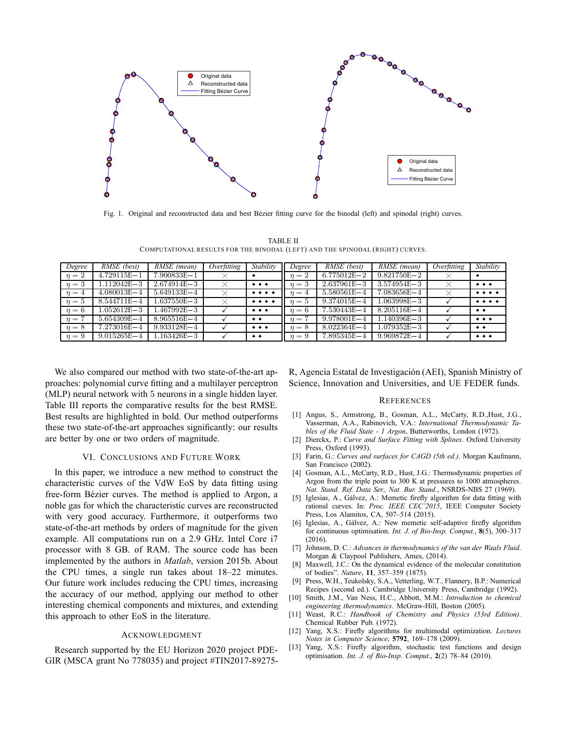Original data
Reconstructed data
Fitting Bézier Curve

Original data
Reconstructed data
Fitting Bézier Curve

Fig. 1. Original and reconstructed data and best Bézier fitting curve for the binodal (left) and spinodal (right) curves.

TABLE II
COMPUTATIONAL RESULTS FOR THE BINODAL (LEFT) AND THE SPINODAL (RIGHT) CURVES.

| *Degree* | *RMSE (best)* | *RMSE (mean)* | *Overfitting* | *Stability* | *Degree* | *RMSE (best)* | *RMSE (mean)* | *Overfitting* | *Stability* |
|---|---|---|---|---|---|---|---|---|---|
| $\eta = 2$ | 4.729115E−1 | 7.900833E−1 | × | ♦ | $\eta = 2$ | 6.775012E−2 | 9.821750E−2 | × | ♦ |
| $\eta = 3$ | 1.112042E−3 | 2.674914E−3 | × | ♦ ♦ ♦ | $\eta = 3$ | 2.637961E−3 | 3.574954E−3 | × | ♦ ♦ ♦ |
| $\eta = 4$ | 4.080013E−4 | 5.649133E−4 | × | ♦ ♦ ♦ ♦ | $\eta = 4$ | 5.580561E−4 | 7.083656E−4 | × | ♦ ♦ ♦ ♦ |
| $\eta = 5$ | 8.544711E−4 | 1.637550E−3 | × | ♦ ♦ ♦ ♦ | $\eta = 5$ | 9.374015E−4 | 1.063998E−3 | ✓ | ♦ ♦ ♦ ♦ |
| $\eta = 6$ | 1.052612E−3 | 1.467992E−3 | ✓ | ♦ ♦ ♦ | $\eta = 6$ | 7.530443E−4 | 8.205116E−4 | ✓ | ♦ ♦ |
| $\eta = 7$ | 5.654309E−4 | 8.965516E−4 | ✓ | ♦ ♦ | $\eta = 7$ | 9.978001E−4 | 1.140396E−3 | ✓ | ♦ ♦ ♦ |
| $\eta = 8$ | 7.273016E−4 | 9.933128E−4 | ✓ | ♦ ♦ ♦ | $\eta = 8$ | 8.022364E−4 | 1.079352E−3 | ✓ | ♦ ♦ |
| $\eta = 9$ | 9.015265E−4 | 1.163426E−3 | ✓ | ♦ ♦ | $\eta = 9$ | 7.895345E−4 | 9.969872E−4 | ✓ | ♦ ♦ ♦ |

We also compared our method with two state-of-the-art approaches: polynomial curve fitting and a multilayer perceptron (MLP) neural network with 5 neurons in a single hidden layer. Table III reports the comparative results for the best RMSE. Best results are highlighted in bold. Our method outperforms these two state-of-the-art approaches significantly: our results are better by one or two orders of magnitude.

## VI. Conclusions and Future Work

In this paper, we introduce a new method to construct the characteristic curves of the VdW EoS by data fitting using free-form Bézier curves. The method is applied to Argon, a noble gas for which the characteristic curves are reconstructed with very good accuracy. Furthermore, it outperforms two state-of-the-art methods by orders of magnitude for the given example. All computations run on a 2.9 GHz. Intel Core i7 processor with 8 GB. of RAM. The source code has been implemented by the authors in *Matlab*, version 2015b. About the CPU times, a single run takes about 18–22 minutes. Our future work includes reducing the CPU times, increasing the accuracy of our method, applying our method to other interesting chemical components and mixtures, and extending this approach to other EoS in the literature.

## Acknowledgment

Research supported by the EU Horizon 2020 project PDE-GIR (MSCA grant No 778035) and project #TIN2017-89275-R, Agencia Estatal de Investigación (AEI), Spanish Ministry of Science, Innovation and Universities, and UE FEDER funds.

## References

[1] Angus, S., Armstrong, B., Gosman, A.L., McCarty, R.D.,Hust, J.G., Vasserman, A.A., Rabinovich, V.A.: *International Thermodynamic Tables of the Fluid State - 1 Argon*, Butterworths, London (1972).

[2] Dierckx, P.: *Curve and Surface Fitting with Splines*. Oxford University Press, Oxford (1993).

[3] Farin, G.: *Curves and surfaces for CAGD (5th ed.)*. Morgan Kaufmann, San Francisco (2002).

[4] Gosman, A.L., McCarty, R.D., Hust, J.G.: Thermodynamic properties of Argon from the triple point to 300 K at pressures to 1000 atmospheres. *Nat. Stand. Ref. Data Ser., Nat. Bur. Stand.*, NSRDS-NBS 27 (1969).

[5] Iglesias, A., Gálvez, A.: Memetic firefly algorithm for data fitting with rational curves. In: *Proc. IEEE CEC'2015*, IEEE Computer Society Press, Los Alamitos, CA, 507–514 (2015).

[6] Iglesias, A., Gálvez, A.: New memetic self-adaptive firefly algorithm for continuous optimisation. *Int. J. of Bio-Insp. Comput.*, **8**(5), 300–317 (2016).

[7] Johnson, D. C.: *Advances in thermodynamics of the van der Waals Fluid*. Morgan & Claypool Publishers, Ames, (2014).

[8] Maxwell, J.C.: On the dynamical evidence of the molecular constitution of bodies". *Nature*, **11**, 357–359 (1875).

[9] Press, W.H., Teukolsky, S.A., Vetterling, W.T., Flannery, B.P.: Numerical Recipes (second ed.). Cambridge University Press, Cambridge (1992).

[10] Smith, J.M., Van Ness, H.C., Abbott, M.M.: *Introduction to chemical engineering thermodynamics*. McGraw-Hill, Boston (2005).

[11] Weast, R.C.: *Handbook of Chemistry and Physics (53rd Edition)*. Chemical Rubber Pub. (1972).

[12] Yang, X.S.: Firefly algorithms for multimodal optimization. *Lectures Notes in Computer Science*, **5792**, 169–178 (2009).

[13] Yang, X.S.: Firefly algorithm, stochastic test functions and design optimisation. *Int. J. of Bio-Insp. Comput.*, **2**(2) 78–84 (2010).